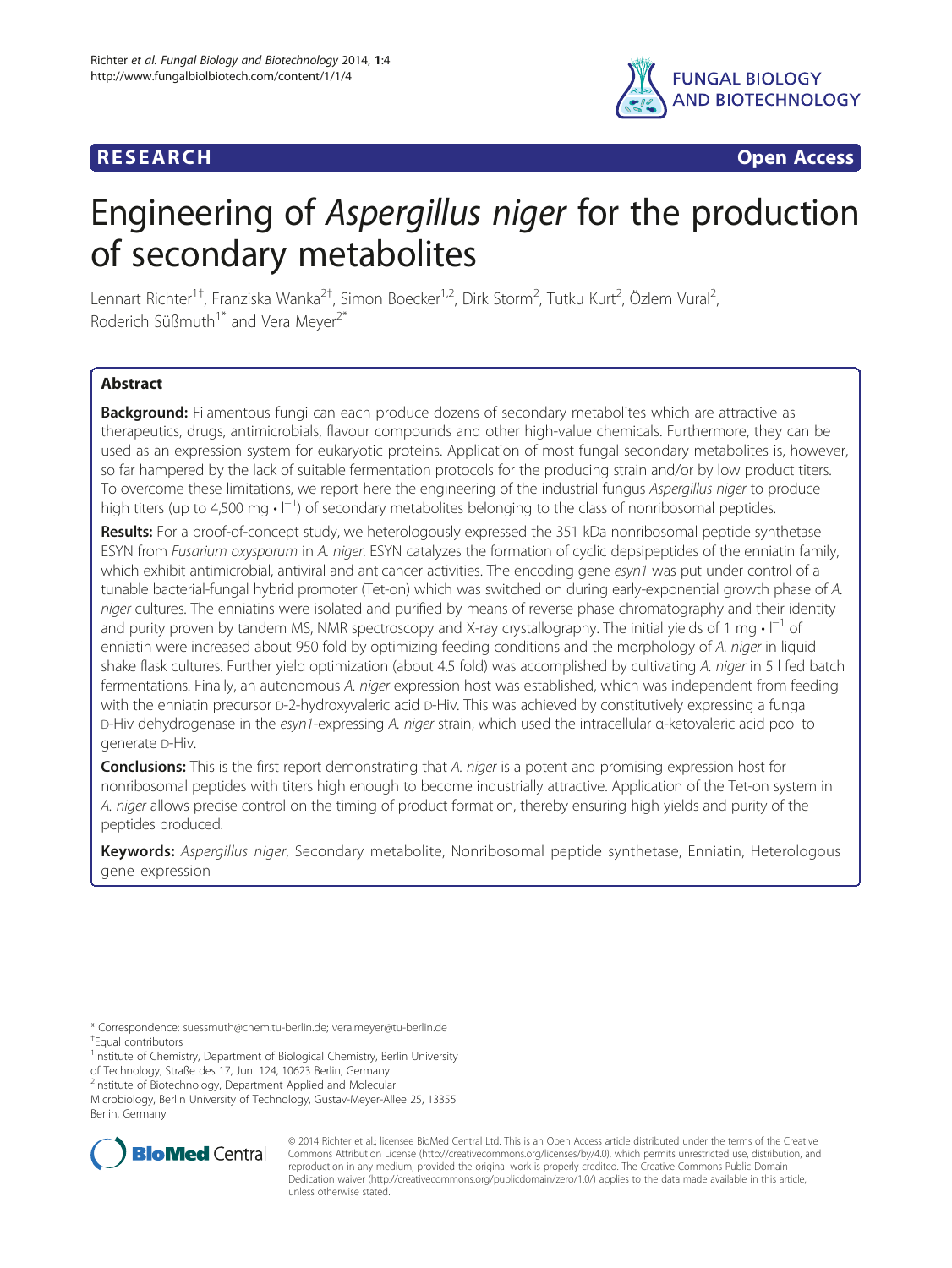RESEARCH Open Access

# Engineering of *Aspergillus niger* for the production of secondary metabolites

Lennart Richter[1†], Franziska Wanka[2†], Simon Boecker[1,2], Dirk Storm[2], Tutku Kurt[2], Özlem Vural[2], Roderich Süßmuth[1*] and Vera Meyer[2*]

## Abstract

**Background:** Filamentous fungi can each produce dozens of secondary metabolites which are attractive as therapeutics, drugs, antimicrobials, flavour compounds and other high-value chemicals. Furthermore, they can be used as an expression system for eukaryotic proteins. Application of most fungal secondary metabolites is, however, so far hampered by the lack of suitable fermentation protocols for the producing strain and/or by low product titers. To overcome these limitations, we report here the engineering of the industrial fungus *Aspergillus niger* to produce high titers (up to 4,500 mg • $l^{-1}$) of secondary metabolites belonging to the class of nonribosomal peptides.

**Results:** For a proof-of-concept study, we heterologously expressed the 351 kDa nonribosomal peptide synthetase ESYN from *Fusarium oxysporum* in *A. niger*. ESYN catalyzes the formation of cyclic depsipeptides of the enniatin family, which exhibit antimicrobial, antiviral and anticancer activities. The encoding gene *esyn1* was put under control of a tunable bacterial-fungal hybrid promoter (Tet-on) which was switched on during early-exponential growth phase of *A. niger* cultures. The enniatins were isolated and purified by means of reverse phase chromatography and their identity and purity proven by tandem MS, NMR spectroscopy and X-ray crystallography. The initial yields of 1 mg • $l^{-1}$ of enniatin were increased about 950 fold by optimizing feeding conditions and the morphology of *A. niger* in liquid shake flask cultures. Further yield optimization (about 4.5 fold) was accomplished by cultivating *A. niger* in 5 l fed batch fermentations. Finally, an autonomous *A. niger* expression host was established, which was independent from feeding with the enniatin precursor D-2-hydroxyvaleric acid D-Hiv. This was achieved by constitutively expressing a fungal D-Hiv dehydrogenase in the *esyn1*-expressing *A. niger* strain, which used the intracellular α-ketovaleric acid pool to generate D-Hiv.

**Conclusions:** This is the first report demonstrating that *A. niger* is a potent and promising expression host for nonribosomal peptides with titers high enough to become industrially attractive. Application of the Tet-on system in *A. niger* allows precise control on the timing of product formation, thereby ensuring high yields and purity of the peptides produced.

**Keywords:** *Aspergillus niger*, Secondary metabolite, Nonribosomal peptide synthetase, Enniatin, Heterologous gene expression

---

\* Correspondence: suessmuth@chem.tu-berlin.de; vera.meyer@tu-berlin.de
†Equal contributors
[1]Institute of Chemistry, Department of Biological Chemistry, Berlin University of Technology, Straße des 17, Juni 124, 10623 Berlin, Germany
[2]Institute of Biotechnology, Department Applied and Molecular Microbiology, Berlin University of Technology, Gustav-Meyer-Allee 25, 13355 Berlin, Germany

© 2014 Richter et al.; licensee BioMed Central Ltd. This is an Open Access article distributed under the terms of the Creative Commons Attribution License (http://creativecommons.org/licenses/by/4.0), which permits unrestricted use, distribution, and reproduction in any medium, provided the original work is properly credited. The Creative Commons Public Domain Dedication waiver (http://creativecommons.org/publicdomain/zero/1.0/) applies to the data made available in this article, unless otherwise stated.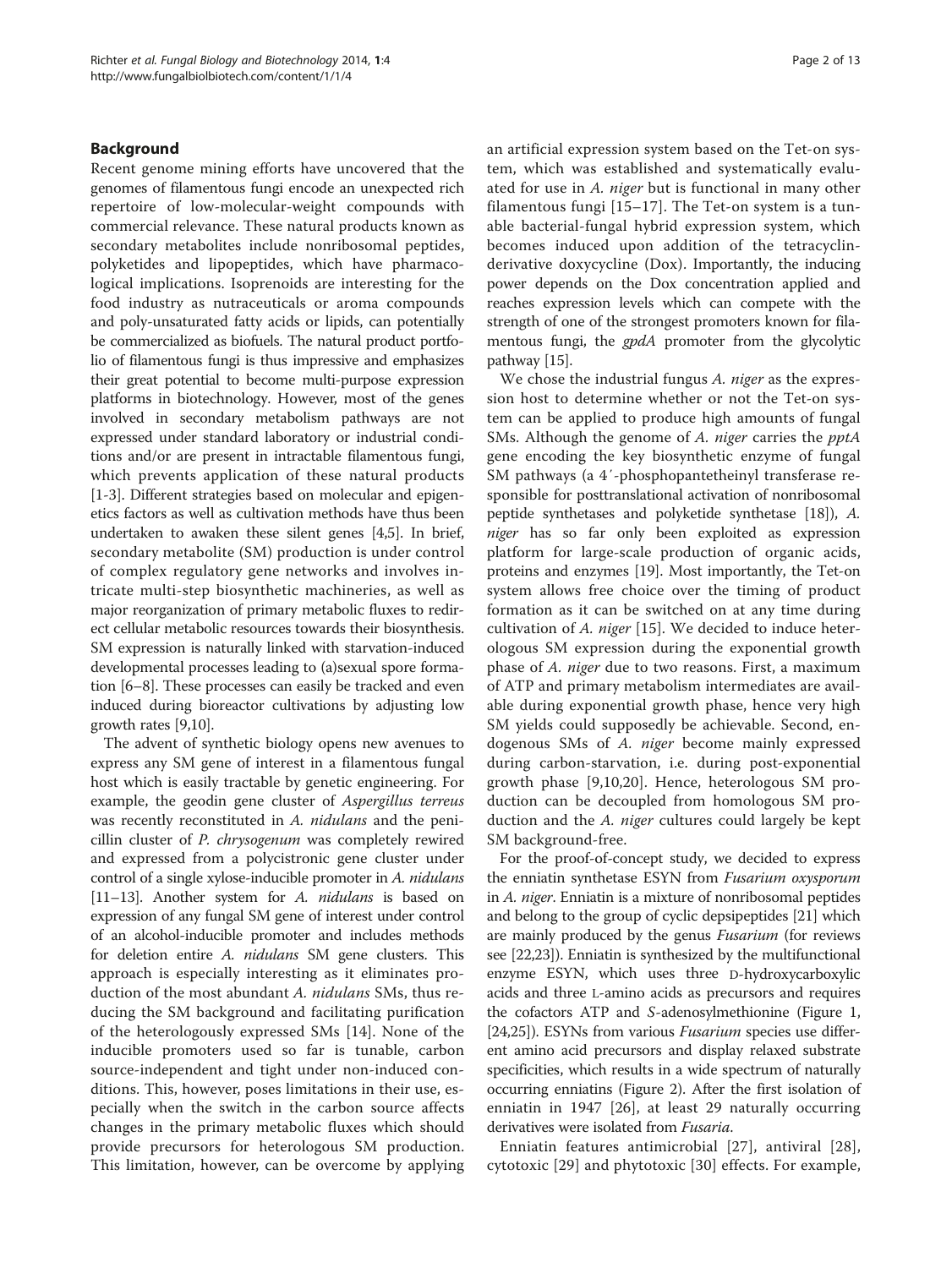## Background

Recent genome mining efforts have uncovered that the genomes of filamentous fungi encode an unexpected rich repertoire of low-molecular-weight compounds with commercial relevance. These natural products known as secondary metabolites include nonribosomal peptides, polyketides and lipopeptides, which have pharmacological implications. Isoprenoids are interesting for the food industry as nutraceuticals or aroma compounds and poly-unsaturated fatty acids or lipids, can potentially be commercialized as biofuels. The natural product portfolio of filamentous fungi is thus impressive and emphasizes their great potential to become multi-purpose expression platforms in biotechnology. However, most of the genes involved in secondary metabolism pathways are not expressed under standard laboratory or industrial conditions and/or are present in intractable filamentous fungi, which prevents application of these natural products [1-3]. Different strategies based on molecular and epigenetics factors as well as cultivation methods have thus been undertaken to awaken these silent genes [4,5]. In brief, secondary metabolite (SM) production is under control of complex regulatory gene networks and involves intricate multi-step biosynthetic machineries, as well as major reorganization of primary metabolic fluxes to redirect cellular metabolic resources towards their biosynthesis. SM expression is naturally linked with starvation-induced developmental processes leading to (a)sexual spore formation [6–8]. These processes can easily be tracked and even induced during bioreactor cultivations by adjusting low growth rates [9,10].

The advent of synthetic biology opens new avenues to express any SM gene of interest in a filamentous fungal host which is easily tractable by genetic engineering. For example, the geodin gene cluster of *Aspergillus terreus* was recently reconstituted in *A. nidulans* and the penicillin cluster of *P. chrysogenum* was completely rewired and expressed from a polycistronic gene cluster under control of a single xylose-inducible promoter in *A. nidulans* [11–13]. Another system for *A. nidulans* is based on expression of any fungal SM gene of interest under control of an alcohol-inducible promoter and includes methods for deletion entire *A. nidulans* SM gene clusters. This approach is especially interesting as it eliminates production of the most abundant *A. nidulans* SMs, thus reducing the SM background and facilitating purification of the heterologously expressed SMs [14]. None of the inducible promoters used so far is tunable, carbon source-independent and tight under non-induced conditions. This, however, poses limitations in their use, especially when the switch in the carbon source affects changes in the primary metabolic fluxes which should provide precursors for heterologous SM production. This limitation, however, can be overcome by applying an artificial expression system based on the Tet-on system, which was established and systematically evaluated for use in *A. niger* but is functional in many other filamentous fungi [15–17]. The Tet-on system is a tunable bacterial-fungal hybrid expression system, which becomes induced upon addition of the tetracyclin-derivative doxycycline (Dox). Importantly, the inducing power depends on the Dox concentration applied and reaches expression levels which can compete with the strength of one of the strongest promoters known for filamentous fungi, the *gpdA* promoter from the glycolytic pathway [15].

We chose the industrial fungus *A. niger* as the expression host to determine whether or not the Tet-on system can be applied to produce high amounts of fungal SMs. Although the genome of *A. niger* carries the *pptA* gene encoding the key biosynthetic enzyme of fungal SM pathways (a 4′-phosphopantetheinyl transferase responsible for posttranslational activation of nonribosomal peptide synthetases and polyketide synthetase [18]), *A. niger* has so far only been exploited as expression platform for large-scale production of organic acids, proteins and enzymes [19]. Most importantly, the Tet-on system allows free choice over the timing of product formation as it can be switched on at any time during cultivation of *A. niger* [15]. We decided to induce heterologous SM expression during the exponential growth phase of *A. niger* due to two reasons. First, a maximum of ATP and primary metabolism intermediates are available during exponential growth phase, hence very high SM yields could supposedly be achievable. Second, endogenous SMs of *A. niger* become mainly expressed during carbon-starvation, i.e. during post-exponential growth phase [9,10,20]. Hence, heterologous SM production can be decoupled from homologous SM production and the *A. niger* cultures could largely be kept SM background-free.

For the proof-of-concept study, we decided to express the enniatin synthetase ESYN from *Fusarium oxysporum* in *A. niger*. Enniatin is a mixture of nonribosomal peptides and belong to the group of cyclic depsipeptides [21] which are mainly produced by the genus *Fusarium* (for reviews see [22,23]). Enniatin is synthesized by the multifunctional enzyme ESYN, which uses three D-hydroxycarboxylic acids and three L-amino acids as precursors and requires the cofactors ATP and *S*-adenosylmethionine (Figure 1, [24,25]). ESYNs from various *Fusarium* species use different amino acid precursors and display relaxed substrate specificities, which results in a wide spectrum of naturally occurring enniatins (Figure 2). After the first isolation of enniatin in 1947 [26], at least 29 naturally occurring derivatives were isolated from *Fusaria*.

Enniatin features antimicrobial [27], antiviral [28], cytotoxic [29] and phytotoxic [30] effects. For example,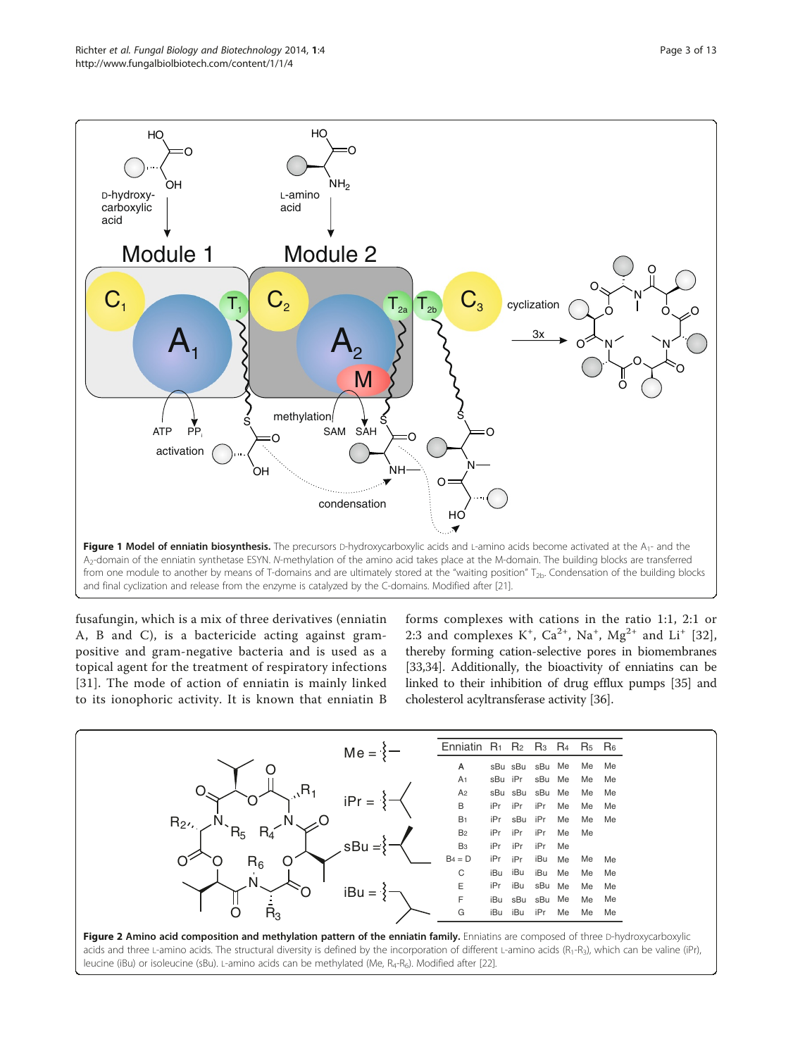**Figure 1 Model of enniatin biosynthesis.** The precursors D-hydroxycarboxylic acids and L-amino acids become activated at the $A_1$- and the $A_2$-domain of the enniatin synthetase ESYN. *N*-methylation of the amino acid takes place at the M-domain. The building blocks are transferred from one module to another by means of T-domains and are ultimately stored at the "waiting position" $T_{2b}$. Condensation of the building blocks and final cyclization and release from the enzyme is catalyzed by the C-domains. Modified after [21].

fusafungin, which is a mix of three derivatives (enniatin A, B and C), is a bactericide acting against gram-positive and gram-negative bacteria and is used as a topical agent for the treatment of respiratory infections [31]. The mode of action of enniatin is mainly linked to its ionophoric activity. It is known that enniatin B forms complexes with cations in the ratio 1:1, 2:1 or 2:3 and complexes $K^+$, $Ca^{2+}$, $Na^+$, $Mg^{2+}$ and $Li^+$ [32], thereby forming cation-selective pores in biomembranes [33,34]. Additionally, the bioactivity of enniatins can be linked to their inhibition of drug efflux pumps [35] and cholesterol acyltransferase activity [36].

| Enniatin | $R_1$ | $R_2$ | $R_3$ | $R_4$ | $R_5$ | $R_6$ |
|---|---|---|---|---|---|---|
| A | sBu | sBu | sBu | Me | Me | Me |
| $A_1$ | sBu | iPr | sBu | Me | Me | Me |
| $A_2$ | sBu | sBu | sBu | Me | Me | Me |
| B | iPr | iPr | iPr | Me | Me | Me |
| $B_1$ | iPr | sBu | iPr | Me | Me | Me |
| $B_2$ | iPr | iPr | iPr | Me | Me | |
| $B_3$ | iPr | iPr | iPr | Me | | |
| $B_4$ = D | iPr | iPr | iBu | Me | Me | Me |
| C | iBu | iBu | iBu | Me | Me | Me |
| E | iPr | iBu | sBu | Me | Me | Me |
| F | iBu | sBu | sBu | Me | Me | Me |
| G | iBu | iBu | iPr | Me | Me | Me |

**Figure 2 Amino acid composition and methylation pattern of the enniatin family.** Enniatins are composed of three D-hydroxycarboxylic acids and three L-amino acids. The structural diversity is defined by the incorporation of different L-amino acids ($R_1$-$R_3$), which can be valine (iPr), leucine (iBu) or isoleucine (sBu). L-amino acids can be methylated (Me, $R_4$-$R_6$). Modified after [22].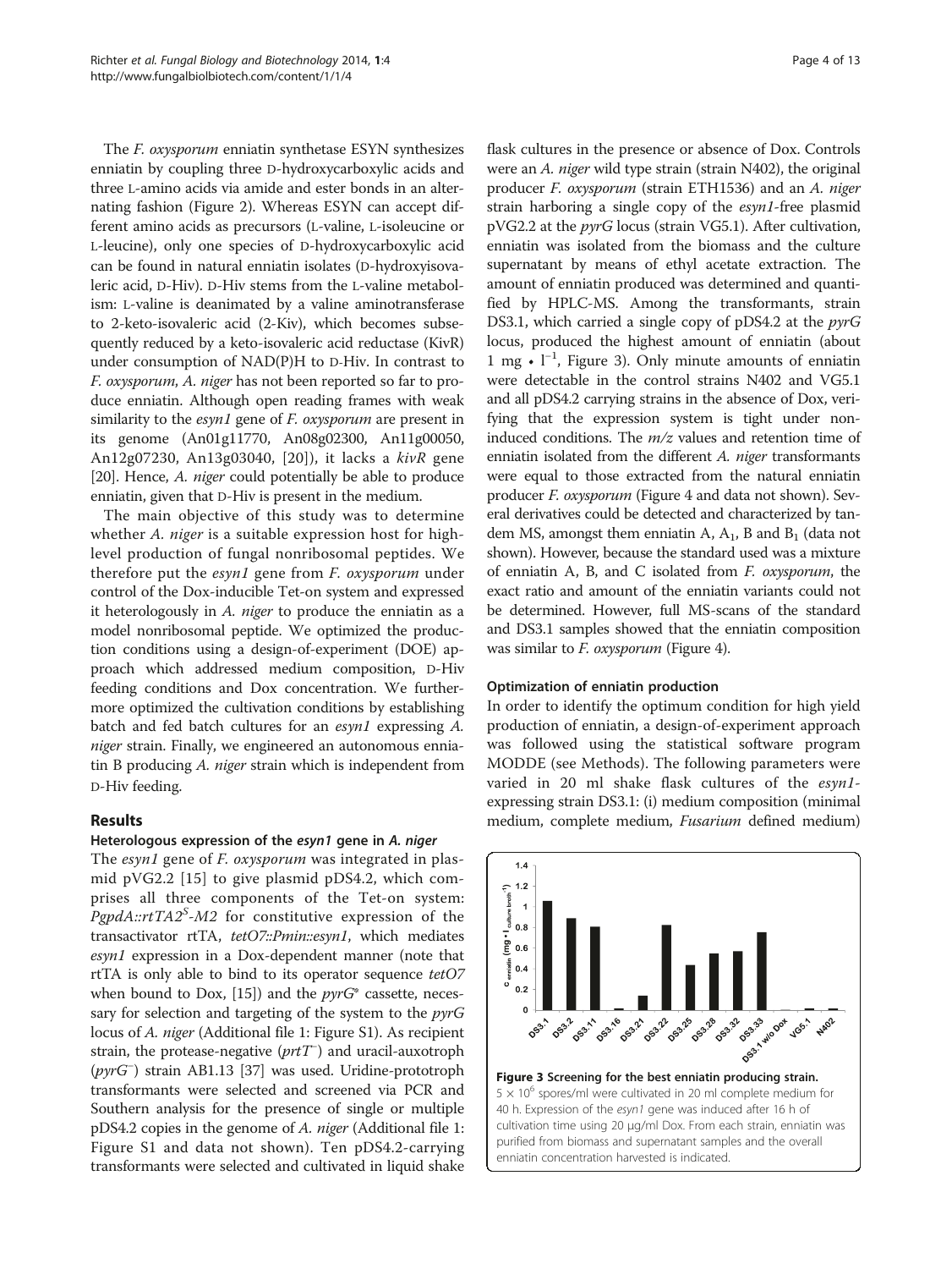The *F. oxysporum* enniatin synthetase ESYN synthesizes enniatin by coupling three D-hydroxycarboxylic acids and three L-amino acids via amide and ester bonds in an alternating fashion (Figure 2). Whereas ESYN can accept different amino acids as precursors (L-valine, L-isoleucine or L-leucine), only one species of D-hydroxycarboxylic acid can be found in natural enniatin isolates (D-hydroxyisovaleric acid, D-Hiv). D-Hiv stems from the L-valine metabolism: L-valine is deanimated by a valine aminotransferase to 2-keto-isovaleric acid (2-Kiv), which becomes subsequently reduced by a keto-isovaleric acid reductase (KivR) under consumption of NAD(P)H to D-Hiv. In contrast to *F. oxysporum*, *A. niger* has not been reported so far to produce enniatin. Although open reading frames with weak similarity to the *esyn1* gene of *F. oxysporum* are present in its genome (An01g11770, An08g02300, An11g00050, An12g07230, An13g03040, [20]), it lacks a *kivR* gene [20]. Hence, *A. niger* could potentially be able to produce enniatin, given that D-Hiv is present in the medium.

The main objective of this study was to determine whether *A. niger* is a suitable expression host for high-level production of fungal nonribosomal peptides. We therefore put the *esyn1* gene from *F. oxysporum* under control of the Dox-inducible Tet-on system and expressed it heterologously in *A. niger* to produce the enniatin as a model nonribosomal peptide. We optimized the production conditions using a design-of-experiment (DOE) approach which addressed medium composition, D-Hiv feeding conditions and Dox concentration. We furthermore optimized the cultivation conditions by establishing batch and fed batch cultures for an *esyn1* expressing *A. niger* strain. Finally, we engineered an autonomous enniatin B producing *A. niger* strain which is independent from D-Hiv feeding.

## Results

### Heterologous expression of the *esyn1* gene in *A. niger*

The *esyn1* gene of *F. oxysporum* was integrated in plasmid pVG2.2 [15] to give plasmid pDS4.2, which comprises all three components of the Tet-on system: *PgpdA::rtTA2$^S$-M2* for constitutive expression of the transactivator rtTA, *tetO7::Pmin::esyn1*, which mediates *esyn1* expression in a Dox-dependent manner (note that rtTA is only able to bind to its operator sequence *tetO7* when bound to Dox, [15]) and the *pyrG\** cassette, necessary for selection and targeting of the system to the *pyrG* locus of *A. niger* (Additional file 1: Figure S1). As recipient strain, the protease-negative (*prtT$^-$*) and uracil-auxotroph (*pyrG$^-$*) strain AB1.13 [37] was used. Uridine-prototroph transformants were selected and screened via PCR and Southern analysis for the presence of single or multiple pDS4.2 copies in the genome of *A. niger* (Additional file 1: Figure S1 and data not shown). Ten pDS4.2-carrying transformants were selected and cultivated in liquid shake flask cultures in the presence or absence of Dox. Controls were an *A. niger* wild type strain (strain N402), the original producer *F. oxysporum* (strain ETH1536) and an *A. niger* strain harboring a single copy of the *esyn1*-free plasmid pVG2.2 at the *pyrG* locus (strain VG5.1). After cultivation, enniatin was isolated from the biomass and the culture supernatant by means of ethyl acetate extraction. The amount of enniatin produced was determined and quantified by HPLC-MS. Among the transformants, strain DS3.1, which carried a single copy of pDS4.2 at the *pyrG* locus, produced the highest amount of enniatin (about 1 mg • $l^{-1}$, Figure 3). Only minute amounts of enniatin were detectable in the control strains N402 and VG5.1 and all pDS4.2 carrying strains in the absence of Dox, verifying that the expression system is tight under non-induced conditions. The *m/z* values and retention time of enniatin isolated from the different *A. niger* transformants were equal to those extracted from the natural enniatin producer *F. oxysporum* (Figure 4 and data not shown). Several derivatives could be detected and characterized by tandem MS, amongst them enniatin A, $A_1$, B and $B_1$ (data not shown). However, because the standard used was a mixture of enniatin A, B, and C isolated from *F. oxysporum*, the exact ratio and amount of the enniatin variants could not be determined. However, full MS-scans of the standard and DS3.1 samples showed that the enniatin composition was similar to *F. oxysporum* (Figure 4).

### Optimization of enniatin production

In order to identify the optimum condition for high yield production of enniatin, a design-of-experiment approach was followed using the statistical software program MODDE (see Methods). The following parameters were varied in 20 ml shake flask cultures of the *esyn1*-expressing strain DS3.1: (i) medium composition (minimal medium, complete medium, *Fusarium* defined medium)

**Figure 3 Screening for the best enniatin producing strain.** $5 \times 10^6$ spores/ml were cultivated in 20 ml complete medium for 40 h. Expression of the *esyn1* gene was induced after 16 h of cultivation time using 20 µg/ml Dox. From each strain, enniatin was purified from biomass and supernatant samples and the overall enniatin concentration harvested is indicated.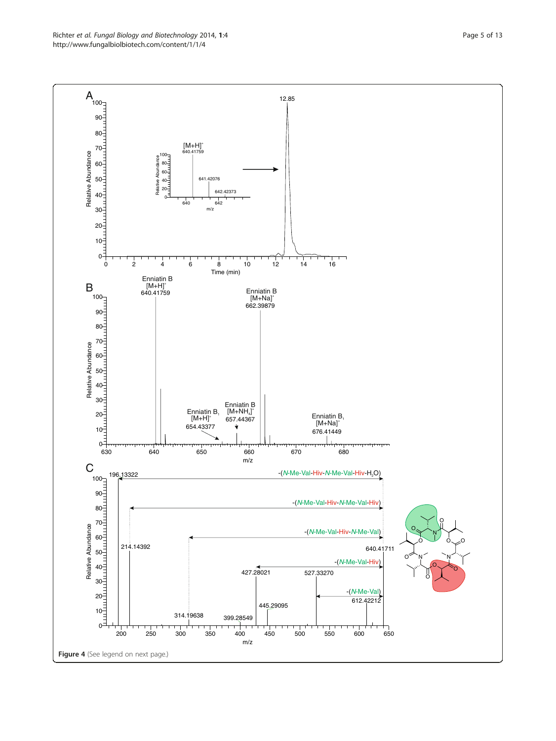**Figure 4** (See legend on next page.)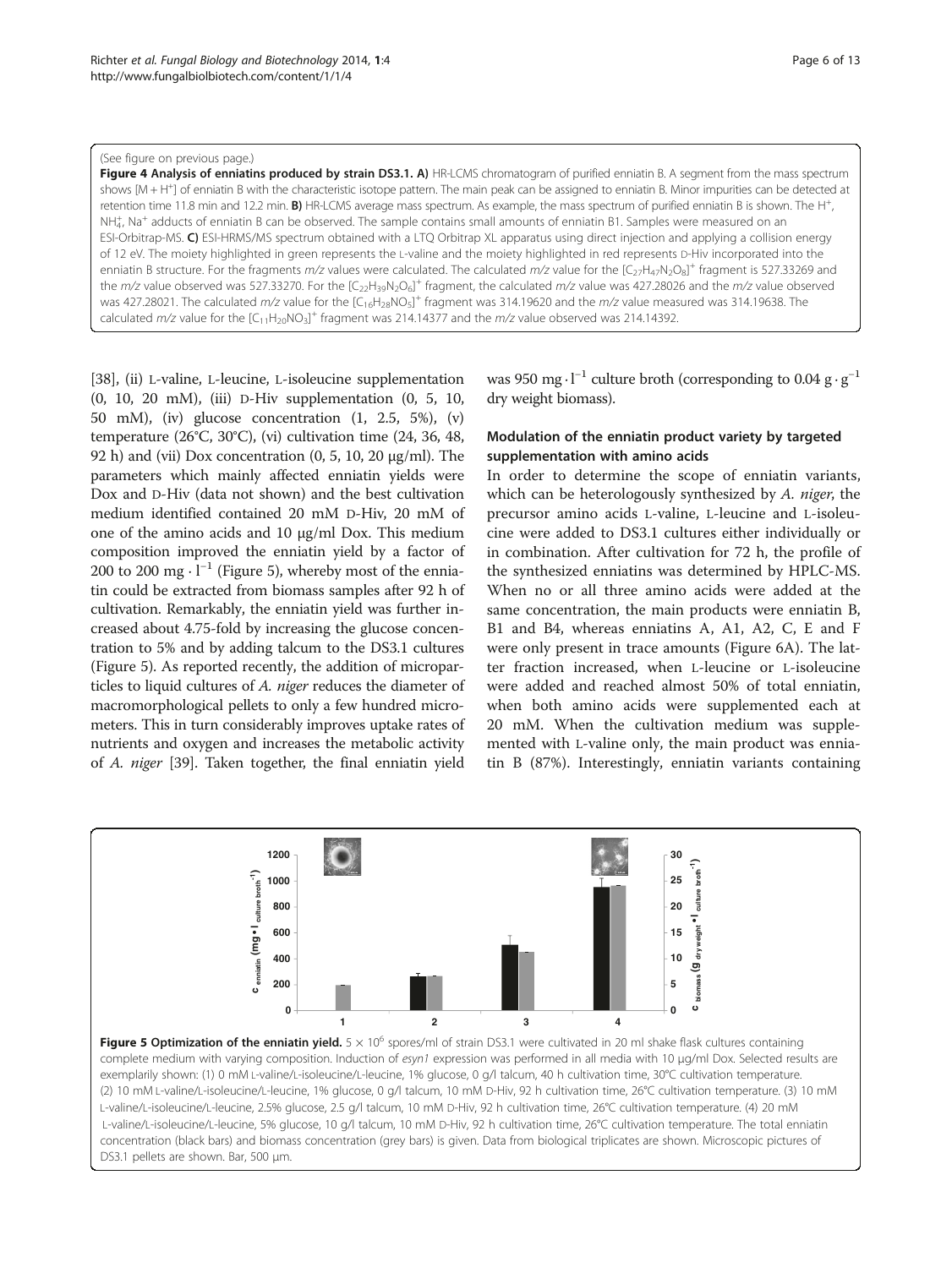(See figure on previous page.)

**Figure 4 Analysis of enniatins produced by strain DS3.1. A)** HR-LCMS chromatogram of purified enniatin B. A segment from the mass spectrum shows $[M + H^+]$ of enniatin B with the characteristic isotope pattern. The main peak can be assigned to enniatin B. Minor impurities can be detected at retention time 11.8 min and 12.2 min. **B)** HR-LCMS average mass spectrum. As example, the mass spectrum of purified enniatin B is shown. The $H^+$, $NH_4^+$, $Na^+$ adducts of enniatin B can be observed. The sample contains small amounts of enniatin B1. Samples were measured on an ESI-Orbitrap-MS. **C)** ESI-HRMS/MS spectrum obtained with a LTQ Orbitrap XL apparatus using direct injection and applying a collision energy of 12 eV. The moiety highlighted in green represents the L-valine and the moiety highlighted in red represents D-Hiv incorporated into the enniatin B structure. For the fragments *m/z* values were calculated. The calculated *m/z* value for the $[C_{27}H_{47}N_2O_8]^+$ fragment is 527.33269 and the *m/z* value observed was 527.33270. For the $[C_{22}H_{39}N_2O_6]^+$ fragment, the calculated *m/z* value was 427.28026 and the *m/z* value observed was 427.28021. The calculated *m/z* value for the $[C_{16}H_{28}NO_5]^+$ fragment was 314.19620 and the *m/z* value measured was 314.19638. The calculated *m/z* value for the $[C_{11}H_{20}NO_3]^+$ fragment was 214.14377 and the *m/z* value observed was 214.14392.

[38], (ii) L-valine, L-leucine, L-isoleucine supplementation (0, 10, 20 mM), (iii) D-Hiv supplementation (0, 5, 10, 50 mM), (iv) glucose concentration (1, 2.5, 5%), (v) temperature (26°C, 30°C), (vi) cultivation time (24, 36, 48, 92 h) and (vii) Dox concentration (0, 5, 10, 20 µg/ml). The parameters which mainly affected enniatin yields were Dox and D-Hiv (data not shown) and the best cultivation medium identified contained 20 mM D-Hiv, 20 mM of one of the amino acids and 10 µg/ml Dox. This medium composition improved the enniatin yield by a factor of 200 to 200 $mg \cdot l^{-1}$ (Figure 5), whereby most of the enniatin could be extracted from biomass samples after 92 h of cultivation. Remarkably, the enniatin yield was further increased about 4.75-fold by increasing the glucose concentration to 5% and by adding talcum to the DS3.1 cultures (Figure 5). As reported recently, the addition of microparticles to liquid cultures of *A. niger* reduces the diameter of macromorphological pellets to only a few hundred micrometers. This in turn considerably improves uptake rates of nutrients and oxygen and increases the metabolic activity of *A. niger* [39]. Taken together, the final enniatin yield was 950 $mg \cdot l^{-1}$ culture broth (corresponding to 0.04 $g \cdot g^{-1}$ dry weight biomass).

### Modulation of the enniatin product variety by targeted supplementation with amino acids

In order to determine the scope of enniatin variants, which can be heterologously synthesized by *A. niger*, the precursor amino acids L-valine, L-leucine and L-isoleucine were added to DS3.1 cultures either individually or in combination. After cultivation for 72 h, the profile of the synthesized enniatins was determined by HPLC-MS. When no or all three amino acids were added at the same concentration, the main products were enniatin B, B1 and B4, whereas enniatins A, A1, A2, C, E and F were only present in trace amounts (Figure 6A). The latter fraction increased, when L-leucine or L-isoleucine were added and reached almost 50% of total enniatin, when both amino acids were supplemented each at 20 mM. When the cultivation medium was supplemented with L-valine only, the main product was enniatin B (87%). Interestingly, enniatin variants containing

**Figure 5 Optimization of the enniatin yield.** $5 \times 10^6$ spores/ml of strain DS3.1 were cultivated in 20 ml shake flask cultures containing complete medium with varying composition. Induction of *esyn1* expression was performed in all media with 10 µg/ml Dox. Selected results are exemplarily shown: (1) 0 mM L-valine/L-isoleucine/L-leucine, 1% glucose, 0 g/l talcum, 40 h cultivation time, 30°C cultivation temperature. (2) 10 mM L-valine/L-isoleucine/L-leucine, 1% glucose, 0 g/l talcum, 10 mM D-Hiv, 92 h cultivation time, 26°C cultivation temperature. (3) 10 mM L-valine/L-isoleucine/L-leucine, 2.5% glucose, 2.5 g/l talcum, 10 mM D-Hiv, 92 h cultivation time, 26°C cultivation temperature. (4) 20 mM L-valine/L-isoleucine/L-leucine, 5% glucose, 10 g/l talcum, 10 mM D-Hiv, 92 h cultivation time, 26°C cultivation temperature. The total enniatin concentration (black bars) and biomass concentration (grey bars) is given. Data from biological triplicates are shown. Microscopic pictures of DS3.1 pellets are shown. Bar, 500 µm.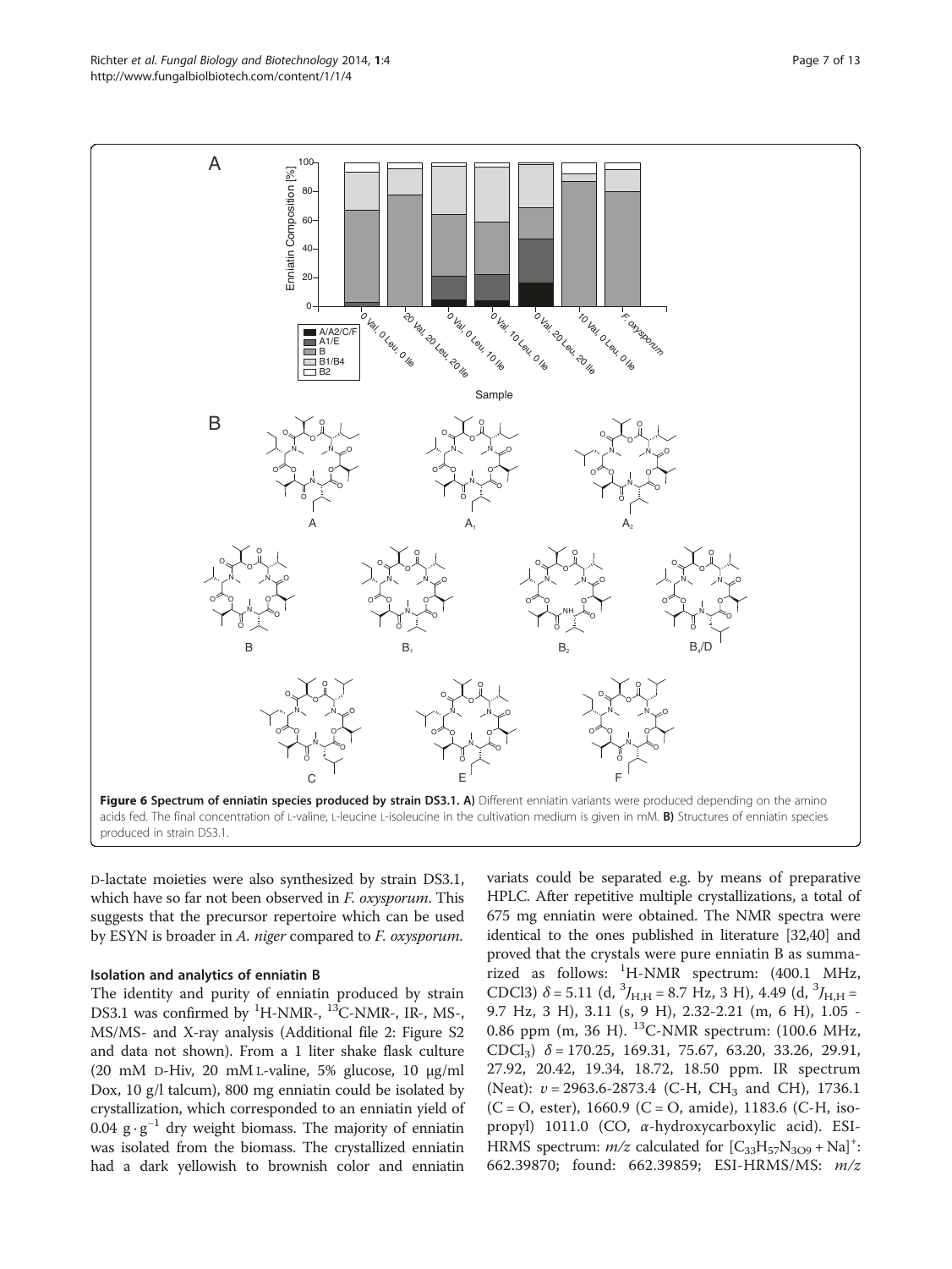**Figure 6 Spectrum of enniatin species produced by strain DS3.1. A)** Different enniatin variants were produced depending on the amino acids fed. The final concentration of L-valine, L-leucine L-isoleucine in the cultivation medium is given in mM. **B)** Structures of enniatin species produced in strain DS3.1.

D-lactate moieties were also synthesized by strain DS3.1, which have so far not been observed in *F. oxysporum*. This suggests that the precursor repertoire which can be used by ESYN is broader in *A. niger* compared to *F. oxysporum*.

### Isolation and analytics of enniatin B

The identity and purity of enniatin produced by strain DS3.1 was confirmed by $^{1}$H-NMR-, $^{13}$C-NMR-, IR-, MS-, MS/MS- and X-ray analysis (Additional file 2: Figure S2 and data not shown). From a 1 liter shake flask culture (20 mM D-Hiv, 20 mM L-valine, 5% glucose, 10 μg/ml Dox, 10 g/l talcum), 800 mg enniatin could be isolated by crystallization, which corresponded to an enniatin yield of 0.04 $g \cdot g^{-1}$ dry weight biomass. The majority of enniatin was isolated from the biomass. The crystallized enniatin had a dark yellowish to brownish color and enniatin variats could be separated e.g. by means of preparative HPLC. After repetitive multiple crystallizations, a total of 675 mg enniatin were obtained. The NMR spectra were identical to the ones published in literature [32,40] and proved that the crystals were pure enniatin B as summarized as follows: $^{1}$H-NMR spectrum: (400.1 MHz, CDCl3) $\delta$ = 5.11 (d, $^{3}J_{H,H}$ = 8.7 Hz, 3 H), 4.49 (d, $^{3}J_{H,H}$ = 9.7 Hz, 3 H), 3.11 (s, 9 H), 2.32-2.21 (m, 6 H), 1.05 - 0.86 ppm (m, 36 H). $^{13}$C-NMR spectrum: (100.6 MHz, $CDCl_3$) $\delta$ = 170.25, 169.31, 75.67, 63.20, 33.26, 29.91, 27.92, 20.42, 19.34, 18.72, 18.50 ppm. IR spectrum (Neat): $\upsilon$ = 2963.6-2873.4 (C-H, $CH_3$ and CH), 1736.1 (C = O, ester), 1660.9 (C = O, amide), 1183.6 (C-H, isopropyl) 1011.0 (CO, $\alpha$-hydroxycarboxylic acid). ESI-HRMS spectrum: $m/z$ calculated for $[C_{33}H_{57}N_{3}O_{9} + Na]^{+}$: 662.39870; found: 662.39859; ESI-HRMS/MS: $m/z$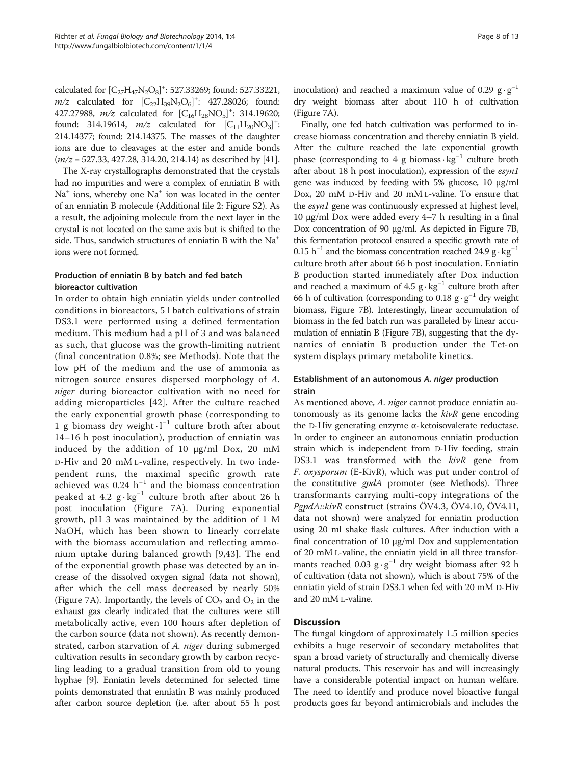calculated for $[C_{27}H_{47}N_2O_8]^+$: 527.33269; found: 527.33221, $m/z$ calculated for $[C_{22}H_{39}N_2O_6]^+$: 427.28026; found: 427.27988, $m/z$ calculated for $[C_{16}H_{28}NO_5]^+$: 314.19620; found: 314.19614, $m/z$ calculated for $[C_{11}H_{20}NO_3]^+$: 214.14377; found: 214.14375. The masses of the daughter ions are due to cleavages at the ester and amide bonds ($m/z$ = 527.33, 427.28, 314.20, 214.14) as described by [41].

The X-ray crystallographs demonstrated that the crystals had no impurities and were a complex of enniatin B with $Na^+$ ions, whereby one $Na^+$ ion was located in the center of an enniatin B molecule (Additional file 2: Figure S2). As a result, the adjoining molecule from the next layer in the crystal is not located on the same axis but is shifted to the side. Thus, sandwich structures of enniatin B with the $Na^+$ ions were not formed.

### Production of enniatin B by batch and fed batch bioreactor cultivation

In order to obtain high enniatin yields under controlled conditions in bioreactors, 5 l batch cultivations of strain DS3.1 were performed using a defined fermentation medium. This medium had a pH of 3 and was balanced as such, that glucose was the growth-limiting nutrient (final concentration 0.8%; see Methods). Note that the low pH of the medium and the use of ammonia as nitrogen source ensures dispersed morphology of *A. niger* during bioreactor cultivation with no need for adding microparticles [42]. After the culture reached the early exponential growth phase (corresponding to 1 g biomass dry weight $\cdot l^{-1}$ culture broth after about 14–16 h post inoculation), production of enniatin was induced by the addition of 10 μg/ml Dox, 20 mM D-Hiv and 20 mM L-valine, respectively. In two independent runs, the maximal specific growth rate achieved was 0.24 $h^{-1}$ and the biomass concentration peaked at 4.2 $g \cdot kg^{-1}$ culture broth after about 26 h post inoculation (Figure 7A). During exponential growth, pH 3 was maintained by the addition of 1 M NaOH, which has been shown to linearly correlate with the biomass accumulation and reflecting ammonium uptake during balanced growth [9,43]. The end of the exponential growth phase was detected by an increase of the dissolved oxygen signal (data not shown), after which the cell mass decreased by nearly 50% (Figure 7A). Importantly, the levels of $CO_2$ and $O_2$ in the exhaust gas clearly indicated that the cultures were still metabolically active, even 100 hours after depletion of the carbon source (data not shown). As recently demonstrated, carbon starvation of *A. niger* during submerged cultivation results in secondary growth by carbon recycling leading to a gradual transition from old to young hyphae [9]. Enniatin levels determined for selected time points demonstrated that enniatin B was mainly produced after carbon source depletion (i.e. after about 55 h post inoculation) and reached a maximum value of 0.29 $g \cdot g^{-1}$ dry weight biomass after about 110 h of cultivation (Figure 7A).

Finally, one fed batch cultivation was performed to increase biomass concentration and thereby enniatin B yield. After the culture reached the late exponential growth phase (corresponding to 4 g biomass $\cdot kg^{-1}$ culture broth after about 18 h post inoculation), expression of the *esyn1* gene was induced by feeding with 5% glucose, 10 μg/ml Dox, 20 mM D-Hiv and 20 mM L-valine. To ensure that the *esyn1* gene was continuously expressed at highest level, 10 μg/ml Dox were added every 4–7 h resulting in a final Dox concentration of 90 μg/ml. As depicted in Figure 7B, this fermentation protocol ensured a specific growth rate of 0.15 $h^{-1}$ and the biomass concentration reached 24.9 $g \cdot kg^{-1}$ culture broth after about 66 h post inoculation. Enniatin B production started immediately after Dox induction and reached a maximum of 4.5 $g \cdot kg^{-1}$ culture broth after 66 h of cultivation (corresponding to 0.18 $g \cdot g^{-1}$ dry weight biomass, Figure 7B). Interestingly, linear accumulation of biomass in the fed batch run was paralleled by linear accumulation of enniatin B (Figure 7B), suggesting that the dynamics of enniatin B production under the Tet-on system displays primary metabolite kinetics.

### Establishment of an autonomous *A. niger* production strain

As mentioned above, *A. niger* cannot produce enniatin autonomously as its genome lacks the *kivR* gene encoding the D-Hiv generating enzyme α-ketoisovalerate reductase. In order to engineer an autonomous enniatin production strain which is independent from D-Hiv feeding, strain DS3.1 was transformed with the *kivR* gene from *F. oxysporum* (E-KivR), which was put under control of the constitutive *gpdA* promoter (see Methods). Three transformants carrying multi-copy integrations of the *PgpdA::kivR* construct (strains ÖV4.3, ÖV4.10, ÖV4.11, data not shown) were analyzed for enniatin production using 20 ml shake flask cultures. After induction with a final concentration of 10 μg/ml Dox and supplementation of 20 mM L-valine, the enniatin yield in all three transformants reached 0.03 $g \cdot g^{-1}$ dry weight biomass after 92 h of cultivation (data not shown), which is about 75% of the enniatin yield of strain DS3.1 when fed with 20 mM D-Hiv and 20 mM L-valine.

## Discussion

The fungal kingdom of approximately 1.5 million species exhibits a huge reservoir of secondary metabolites that span a broad variety of structurally and chemically diverse natural products. This reservoir has and will increasingly have a considerable potential impact on human welfare. The need to identify and produce novel bioactive fungal products goes far beyond antimicrobials and includes the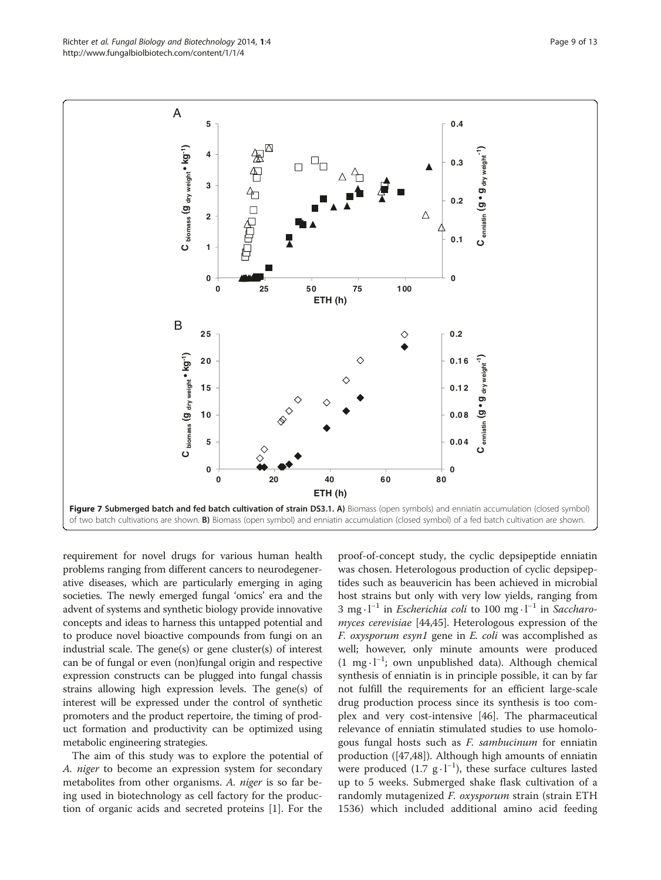**Figure 7 Submerged batch and fed batch cultivation of strain DS3.1. A)** Biomass (open symbols) and enniatin accumulation (closed symbol) of two batch cultivations are shown. **B)** Biomass (open symbol) and enniatin accumulation (closed symbol) of a fed batch cultivation are shown.

requirement for novel drugs for various human health problems ranging from different cancers to neurodegenerative diseases, which are particularly emerging in aging societies. The newly emerged fungal 'omics' era and the advent of systems and synthetic biology provide innovative concepts and ideas to harness this untapped potential and to produce novel bioactive compounds from fungi on an industrial scale. The gene(s) or gene cluster(s) of interest can be of fungal or even (non)fungal origin and respective expression constructs can be plugged into fungal chassis strains allowing high expression levels. The gene(s) of interest will be expressed under the control of synthetic promoters and the product repertoire, the timing of product formation and productivity can be optimized using metabolic engineering strategies.

The aim of this study was to explore the potential of *A. niger* to become an expression system for secondary metabolites from other organisms. *A. niger* is so far being used in biotechnology as cell factory for the production of organic acids and secreted proteins [1]. For the proof-of-concept study, the cyclic depsipeptide enniatin was chosen. Heterologous production of cyclic depsipeptides such as beauvericin has been achieved in microbial host strains but only with very low yields, ranging from $3\ mg \cdot l^{-1}$ in *Escherichia coli* to $100\ mg \cdot l^{-1}$ in *Saccharomyces cerevisiae* [44,45]. Heterologous expression of the *F. oxysporum esyn1* gene in *E. coli* was accomplished as well; however, only minute amounts were produced ($1\ mg \cdot l^{-1}$; own unpublished data). Although chemical synthesis of enniatin is in principle possible, it can by far not fulfill the requirements for an efficient large-scale drug production process since its synthesis is too complex and very cost-intensive [46]. The pharmaceutical relevance of enniatin stimulated studies to use homologous fungal hosts such as *F. sambucinum* for enniatin production ([47,48]). Although high amounts of enniatin were produced ($1.7\ g \cdot l^{-1}$), these surface cultures lasted up to 5 weeks. Submerged shake flask cultivation of a randomly mutagenized *F. oxysporum* strain (strain ETH 1536) which included additional amino acid feeding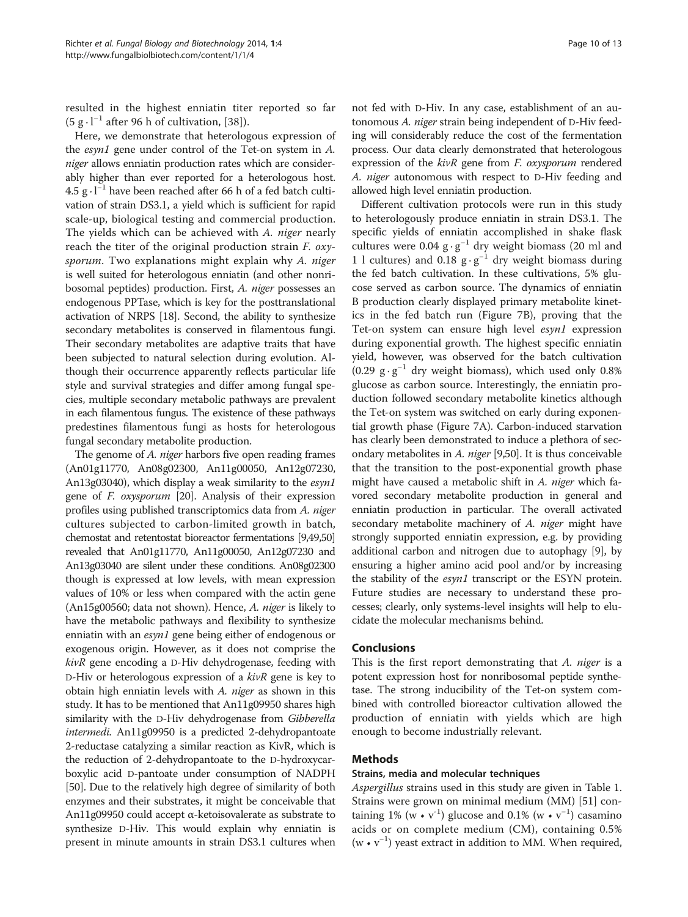resulted in the highest enniatin titer reported so far ($5\ g \cdot l^{-1}$ after 96 h of cultivation, [38]).

Here, we demonstrate that heterologous expression of the *esyn1* gene under control of the Tet-on system in *A. niger* allows enniatin production rates which are considerably higher than ever reported for a heterologous host. $4.5\ g \cdot l^{-1}$ have been reached after 66 h of a fed batch cultivation of strain DS3.1, a yield which is sufficient for rapid scale-up, biological testing and commercial production. The yields which can be achieved with *A. niger* nearly reach the titer of the original production strain *F. oxysporum*. Two explanations might explain why *A. niger* is well suited for heterologous enniatin (and other nonribosomal peptides) production. First, *A. niger* possesses an endogenous PPTase, which is key for the posttranslational activation of NRPS [18]. Second, the ability to synthesize secondary metabolites is conserved in filamentous fungi. Their secondary metabolites are adaptive traits that have been subjected to natural selection during evolution. Although their occurrence apparently reflects particular life style and survival strategies and differ among fungal species, multiple secondary metabolic pathways are prevalent in each filamentous fungus. The existence of these pathways predestines filamentous fungi as hosts for heterologous fungal secondary metabolite production.

The genome of *A. niger* harbors five open reading frames (An01g11770, An08g02300, An11g00050, An12g07230, An13g03040), which display a weak similarity to the *esyn1* gene of *F. oxysporum* [20]. Analysis of their expression profiles using published transcriptomics data from *A. niger* cultures subjected to carbon-limited growth in batch, chemostat and retentostat bioreactor fermentations [9,49,50] revealed that An01g11770, An11g00050, An12g07230 and An13g03040 are silent under these conditions. An08g02300 though is expressed at low levels, with mean expression values of 10% or less when compared with the actin gene (An15g00560; data not shown). Hence, *A. niger* is likely to have the metabolic pathways and flexibility to synthesize enniatin with an *esyn1* gene being either of endogenous or exogenous origin. However, as it does not comprise the *kivR* gene encoding a D-Hiv dehydrogenase, feeding with D-Hiv or heterologous expression of a *kivR* gene is key to obtain high enniatin levels with *A. niger* as shown in this study. It has to be mentioned that An11g09950 shares high similarity with the D-Hiv dehydrogenase from *Gibberella intermedi.* An11g09950 is a predicted 2-dehydropantoate 2-reductase catalyzing a similar reaction as KivR, which is the reduction of 2-dehydropantoate to the D-hydroxycarboxylic acid D-pantoate under consumption of NADPH [50]. Due to the relatively high degree of similarity of both enzymes and their substrates, it might be conceivable that An11g09950 could accept α-ketoisovalerate as substrate to synthesize D-Hiv. This would explain why enniatin is present in minute amounts in strain DS3.1 cultures when not fed with D-Hiv. In any case, establishment of an autonomous *A. niger* strain being independent of D-Hiv feeding will considerably reduce the cost of the fermentation process. Our data clearly demonstrated that heterologous expression of the *kivR* gene from *F. oxysporum* rendered *A. niger* autonomous with respect to D-Hiv feeding and allowed high level enniatin production.

Different cultivation protocols were run in this study to heterologously produce enniatin in strain DS3.1. The specific yields of enniatin accomplished in shake flask cultures were $0.04\ g \cdot g^{-1}$ dry weight biomass (20 ml and 1 l cultures) and $0.18\ g \cdot g^{-1}$ dry weight biomass during the fed batch cultivation. In these cultivations, 5% glucose served as carbon source. The dynamics of enniatin B production clearly displayed primary metabolite kinetics in the fed batch run (Figure 7B), proving that the Tet-on system can ensure high level *esyn1* expression during exponential growth. The highest specific enniatin yield, however, was observed for the batch cultivation ($0.29\ g \cdot g^{-1}$ dry weight biomass), which used only 0.8% glucose as carbon source. Interestingly, the enniatin production followed secondary metabolite kinetics although the Tet-on system was switched on early during exponential growth phase (Figure 7A). Carbon-induced starvation has clearly been demonstrated to induce a plethora of secondary metabolites in *A. niger* [9,50]. It is thus conceivable that the transition to the post-exponential growth phase might have caused a metabolic shift in *A. niger* which favored secondary metabolite production in general and enniatin production in particular. The overall activated secondary metabolite machinery of *A. niger* might have strongly supported enniatin expression, e.g. by providing additional carbon and nitrogen due to autophagy [9], by ensuring a higher amino acid pool and/or by increasing the stability of the *esyn1* transcript or the ESYN protein. Future studies are necessary to understand these processes; clearly, only systems-level insights will help to elucidate the molecular mechanisms behind.

## Conclusions

This is the first report demonstrating that *A. niger* is a potent expression host for nonribosomal peptide synthetase. The strong inducibility of the Tet-on system combined with controlled bioreactor cultivation allowed the production of enniatin with yields which are high enough to become industrially relevant.

## Methods

### Strains, media and molecular techniques

*Aspergillus* strains used in this study are given in Table 1. Strains were grown on minimal medium (MM) [51] containing 1% ($w \cdot v^{-1}$) glucose and 0.1% ($w \cdot v^{-1}$) casamino acids or on complete medium (CM), containing 0.5% ($w \cdot v^{-1}$) yeast extract in addition to MM. When required,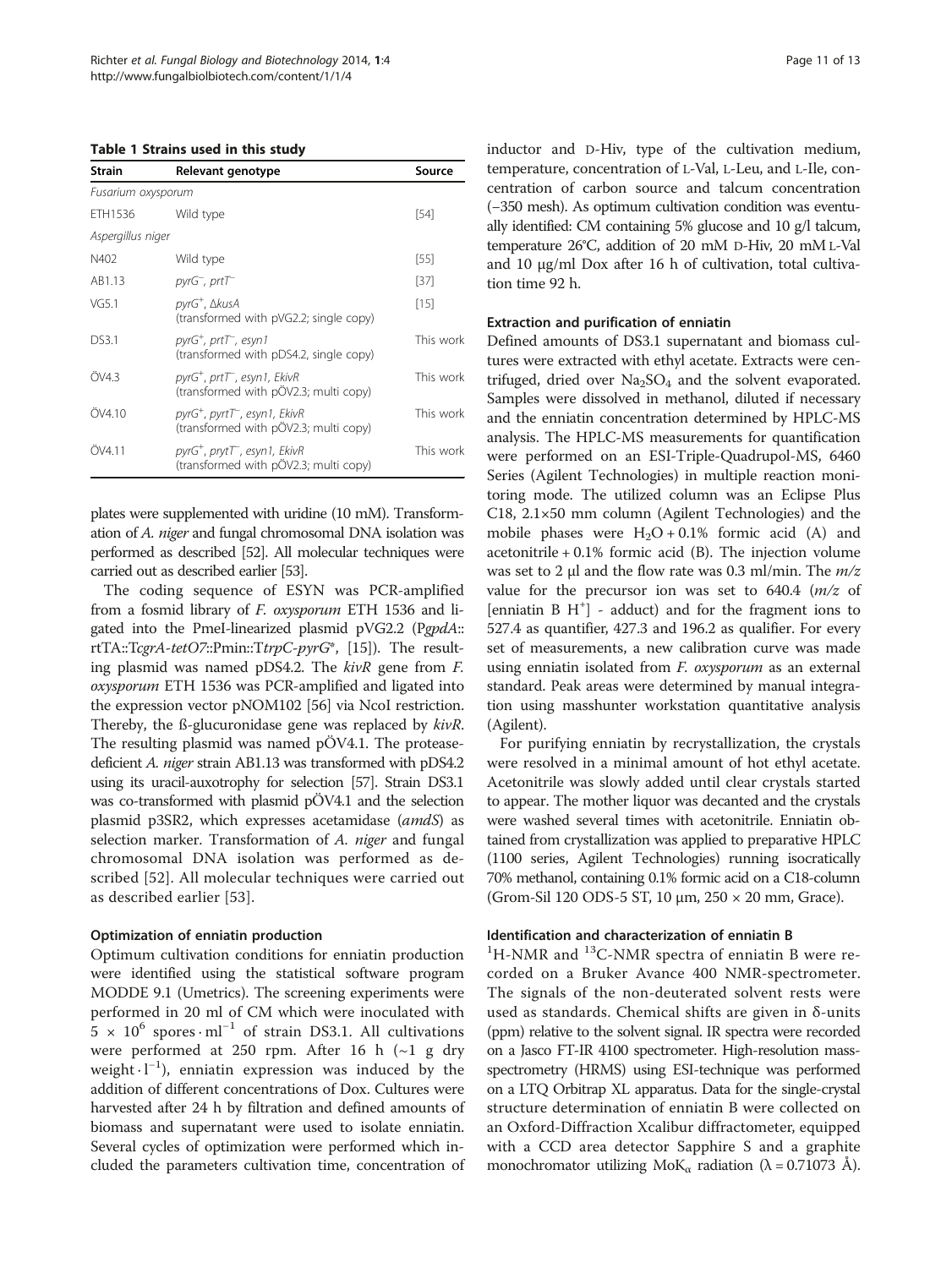**Table 1 Strains used in this study**

| Strain | Relevant genotype | Source |
| --- | --- | --- |
| *Fusarium oxysporum* | | |
| ETH1536 | Wild type | [54] |
| *Aspergillus niger* | | |
| N402 | Wild type | [55] |
| AB1.13 | *pyrG*⁻, *prtT*⁻ | [37] |
| VG5.1 | *pyrG*⁺, Δ*kusA* (transformed with pVG2.2; single copy) | [15] |
| DS3.1 | *pyrG*⁺, *prtT*⁻, *esyn1* (transformed with pDS4.2, single copy) | This work |
| ÖV4.3 | *pyrG*⁺, *prtT*⁻, *esyn1, EkivR* (transformed with pÖV2.3; multi copy) | This work |
| ÖV4.10 | *pyrG*⁺, *pyrtT*⁻, *esyn1, EkivR* (transformed with pÖV2.3; multi copy) | This work |
| ÖV4.11 | *pyrG*⁺, *prytT*⁻, *esyn1, EkivR* (transformed with pÖV2.3; multi copy) | This work |

plates were supplemented with uridine (10 mM). Transformation of *A. niger* and fungal chromosomal DNA isolation was performed as described [52]. All molecular techniques were carried out as described earlier [53].

The coding sequence of ESYN was PCR-amplified from a fosmid library of *F. oxysporum* ETH 1536 and ligated into the PmeI-linearized plasmid pVG2.2 (P*gpdA*::rtTA::T*cgrA-tetO7*::Pmin::T*trpC-pyrG*\*, [15]). The resulting plasmid was named pDS4.2. The *kivR* gene from *F. oxysporum* ETH 1536 was PCR-amplified and ligated into the expression vector pNOM102 [56] via NcoI restriction. Thereby, the ß-glucuronidase gene was replaced by *kivR*. The resulting plasmid was named pÖV4.1. The protease-deficient *A. niger* strain AB1.13 was transformed with pDS4.2 using its uracil-auxotrophy for selection [57]. Strain DS3.1 was co-transformed with plasmid pÖV4.1 and the selection plasmid p3SR2, which expresses acetamidase (*amdS*) as selection marker. Transformation of *A. niger* and fungal chromosomal DNA isolation was performed as described [52]. All molecular techniques were carried out as described earlier [53].

### Optimization of enniatin production

Optimum cultivation conditions for enniatin production were identified using the statistical software program MODDE 9.1 (Umetrics). The screening experiments were performed in 20 ml of CM which were inoculated with $5 \times 10^6$ spores $\cdot$ ml$^{-1}$ of strain DS3.1. All cultivations were performed at 250 rpm. After 16 h (~1 g dry weight $\cdot$ l$^{-1}$), enniatin expression was induced by the addition of different concentrations of Dox. Cultures were harvested after 24 h by filtration and defined amounts of biomass and supernatant were used to isolate enniatin. Several cycles of optimization were performed which included the parameters cultivation time, concentration of inductor and D-Hiv, type of the cultivation medium, temperature, concentration of L-Val, L-Leu, and L-Ile, concentration of carbon source and talcum concentration (−350 mesh). As optimum cultivation condition was eventually identified: CM containing 5% glucose and 10 g/l talcum, temperature 26°C, addition of 20 mM D-Hiv, 20 mM L-Val and 10 μg/ml Dox after 16 h of cultivation, total cultivation time 92 h.

### Extraction and purification of enniatin

Defined amounts of DS3.1 supernatant and biomass cultures were extracted with ethyl acetate. Extracts were centrifuged, dried over $Na_2SO_4$ and the solvent evaporated. Samples were dissolved in methanol, diluted if necessary and the enniatin concentration determined by HPLC-MS analysis. The HPLC-MS measurements for quantification were performed on an ESI-Triple-Quadrupol-MS, 6460 Series (Agilent Technologies) in multiple reaction monitoring mode. The utilized column was an Eclipse Plus C18, 2.1×50 mm column (Agilent Technologies) and the mobile phases were $H_2O$ + 0.1% formic acid (A) and acetonitrile + 0.1% formic acid (B). The injection volume was set to 2 μl and the flow rate was 0.3 ml/min. The *m/z* value for the precursor ion was set to 640.4 (*m/z* of [enniatin B $H^+$] - adduct) and for the fragment ions to 527.4 as quantifier, 427.3 and 196.2 as qualifier. For every set of measurements, a new calibration curve was made using enniatin isolated from *F. oxysporum* as an external standard. Peak areas were determined by manual integration using masshunter workstation quantitative analysis (Agilent).

For purifying enniatin by recrystallization, the crystals were resolved in a minimal amount of hot ethyl acetate. Acetonitrile was slowly added until clear crystals started to appear. The mother liquor was decanted and the crystals were washed several times with acetonitrile. Enniatin obtained from crystallization was applied to preparative HPLC (1100 series, Agilent Technologies) running isocratically 70% methanol, containing 0.1% formic acid on a C18-column (Grom-Sil 120 ODS-5 ST, 10 μm, 250 × 20 mm, Grace).

### Identification and characterization of enniatin B

$^1$H-NMR and $^{13}$C-NMR spectra of enniatin B were recorded on a Bruker Avance 400 NMR-spectrometer. The signals of the non-deuterated solvent rests were used as standards. Chemical shifts are given in δ-units (ppm) relative to the solvent signal. IR spectra were recorded on a Jasco FT-IR 4100 spectrometer. High-resolution mass-spectrometry (HRMS) using ESI-technique was performed on a LTQ Orbitrap XL apparatus. Data for the single-crystal structure determination of enniatin B were collected on an Oxford-Diffraction Xcalibur diffractometer, equipped with a CCD area detector Sapphire S and a graphite monochromator utilizing $MoK_\alpha$ radiation ($\lambda$ = 0.71073 Å).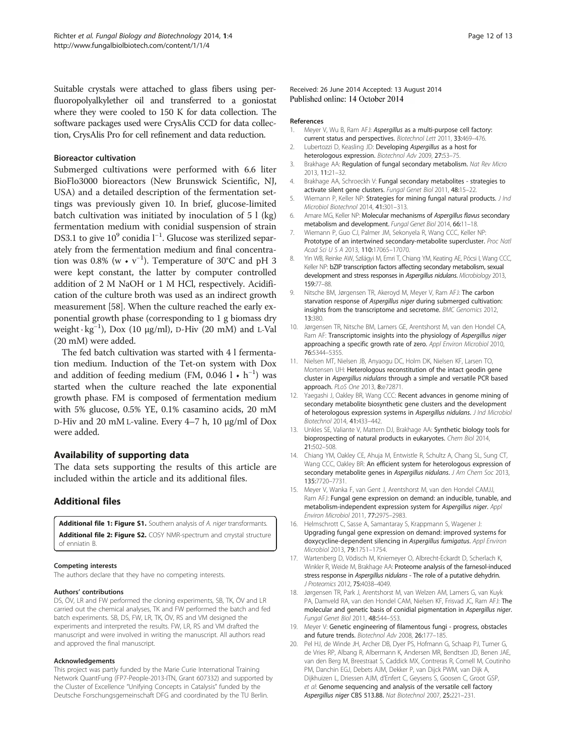Suitable crystals were attached to glass fibers using perfluoropolyalkylether oil and transferred to a goniostat where they were cooled to 150 K for data collection. The software packages used were CrysAlis CCD for data collection, CrysAlis Pro for cell refinement and data reduction.

### Bioreactor cultivation

Submerged cultivations were performed with 6.6 liter BioFlo3000 bioreactors (New Brunswick Scientific, NJ, USA) and a detailed description of the fermentation settings was previously given 10. In brief, glucose-limited batch cultivation was initiated by inoculation of 5 l (kg) fermentation medium with conidial suspension of strain DS3.1 to give $10^9$ conidia $l^{-1}$. Glucose was sterilized separately from the fermentation medium and final concentration was 0.8% ($w \cdot v^{-1}$). Temperature of 30°C and pH 3 were kept constant, the latter by computer controlled addition of 2 M NaOH or 1 M HCl, respectively. Acidification of the culture broth was used as an indirect growth measurement [58]. When the culture reached the early exponential growth phase (corresponding to 1 g biomass dry weight $\cdot$ $kg^{-1}$), Dox (10 μg/ml), D-Hiv (20 mM) and L-Val (20 mM) were added.

The fed batch cultivation was started with 4 l fermentation medium. Induction of the Tet-on system with Dox and addition of feeding medium (FM, 0.046 $l \cdot h^{-1}$) was started when the culture reached the late exponential growth phase. FM is composed of fermentation medium with 5% glucose, 0.5% YE, 0.1% casamino acids, 20 mM D-Hiv and 20 mM L-valine. Every 4–7 h, 10 μg/ml of Dox were added.

## Availability of supporting data

The data sets supporting the results of this article are included within the article and its additional files.

## Additional files

**Additional file 1: Figure S1.** Southern analysis of *A. niger* transformants.

**Additional file 2: Figure S2.** COSY NMR-spectrum and crrystal structure of enniatin B.

#### Competing interests

The authors declare that they have no competing interests.

#### Authors' contributions

DS, ÖV, LR and FW performed the cloning experiments, SB, TK, ÖV and LR carried out the chemical analyses, TK and FW performed the batch and fed batch experiments. SB, DS, FW, LR, TK, ÖV, RS and VM designed the experiments and interpreted the results. FW, LR, RS and VM drafted the manuscript and were involved in writing the manuscript. All authors read and approved the final manuscript.

#### Acknowledgements

This project was partly funded by the Marie Curie International Training Network QuantFung (FP7-People-2013-ITN, Grant 607332) and supported by the Cluster of Excellence "Unifying Concepts in Catalysis" funded by the Deutsche Forschungsgemeinschaft DFG and coordinated by the TU Berlin.

Received: 26 June 2014 Accepted: 13 August 2014
Published online: 14 October 2014

#### References

1. Meyer V, Wu B, Ram AFJ: ***Aspergillus* as a multi-purpose cell factory: current status and perspectives.** *Biotechnol Lett* 2011, **33**:469–476.
2. Lubertozzi D, Keasling JD: **Developing *Aspergillus* as a host for heterologous expression.** *Biotechnol Adv* 2009, **27**:53–75.
3. Brakhage AA: **Regulation of fungal secondary metabolism.** *Nat Rev Micro* 2013, **11**:21–32.
4. Brakhage AA, Schroeckh V: **Fungal secondary metabolites - strategies to activate silent gene clusters.** *Fungal Genet Biol* 2011, **48**:15–22.
5. Wiemann P, Keller NP: **Strategies for mining fungal natural products.** *J Ind Microbiol Biotechnol* 2014, **41**:301–313.
6. Amare MG, Keller NP: **Molecular mechanisms of *Aspergillus flavus* secondary metabolism and development.** *Fungal Genet Biol* 2014, **66**:11–18.
7. Wiemann P, Guo CJ, Palmer JM, Sekonyela R, Wang CCC, Keller NP: **Prototype of an intertwined secondary-metabolite supercluster.** *Proc Natl Acad Sci U S A* 2013, **110**:17065–17070.
8. Yin WB, Reinke AW, Szilágyi M, Emri T, Chiang YM, Keating AE, Pócsi I, Wang CCC, Keller NP: **bZIP transcription factors affecting secondary metabolism, sexual development and stress responses in *Aspergillus nidulans*.** *Microbiology* 2013, **159**:77–88.
9. Nitsche BM, Jørgensen TR, Akeroyd M, Meyer V, Ram AFJ: **The carbon starvation response of *Aspergillus niger* during submerged cultivation: insights from the transcriptome and secretome.** *BMC Genomics* 2012, **13**:380.
10. Jørgensen TR, Nitsche BM, Lamers GE, Arentshorst M, van den Hondel CA, Ram AF: **Transcriptomic insights into the physiology of *Aspergillus niger* approaching a specific growth rate of zero.** *Appl Environ Microbiol* 2010, **76**:5344–5355.
11. Nielsen MT, Nielsen JB, Anyaogu DC, Holm DK, Nielsen KF, Larsen TO, Mortensen UH: **Heterologous reconstitution of the intact geodin gene cluster in *Aspergillus nidulans* through a simple and versatile PCR based approach.** *PLoS One* 2013, **8**:e72871.
12. Yaegashi J, Oakley BR, Wang CCC: **Recent advances in genome mining of secondary metabolite biosynthetic gene clusters and the development of heterologous expression systems in *Aspergillus nidulans*.** *J Ind Microbiol Biotechnol* 2014, **41**:433–442.
13. Unkles SE, Valiante V, Mattern DJ, Brakhage AA: **Synthetic biology tools for bioprospecting of natural products in eukaryotes.** *Chem Biol* 2014, **21**:502–508.
14. Chiang YM, Oakley CE, Ahuja M, Entwistle R, Schultz A, Chang SL, Sung CT, Wang CCC, Oakley BR: **An efficient system for heterologous expression of secondary metabolite genes in *Aspergillus nidulans*.** *J Am Chem Soc* 2013, **135**:7720–7731.
15. Meyer V, Wanka F, van Gent J, Arentshorst M, van den Hondel CAMJJ, Ram AFJ: **Fungal gene expression on demand: an inducible, tunable, and metabolism-independent expression system for *Aspergillus niger*.** *Appl Environ Microbiol* 2011, **77**:2975–2983.
16. Helmschrott C, Sasse A, Samantaray S, Krappmann S, Wagener J: **Upgrading fungal gene expression on demand: improved systems for doxycycline-dependent silencing in *Aspergillus fumigatus*.** *Appl Environ Microbiol* 2013, **79**:1751–1754.
17. Wartenberg D, Vödisch M, Kniemeyer O, Albrecht-Eckardt D, Scherlach K, Winkler R, Weide M, Brakhage AA: **Proteome analysis of the farnesol-induced stress response in *Aspergillus nidulans* - The role of a putative dehydrin.** *J Proteomics* 2012, **75**:4038–4049.
18. Jørgensen TR, Park J, Arentshorst M, van Welzen AM, Lamers G, van Kuyk PA, Damveld RA, van den Hondel CAM, Nielsen KF, Frisvad JC, Ram AFJ: **The molecular and genetic basis of conidial pigmentation in *Aspergillus niger*.** *Fungal Genet Biol* 2011, **48**:544–553.
19. Meyer V: **Genetic engineering of filamentous fungi - progress, obstacles and future trends.** *Biotechnol Adv* 2008, **26**:177–185.
20. Pel HJ, de Winde JH, Archer DB, Dyer PS, Hofmann G, Schaap PJ, Turner G, de Vries RP, Albang R, Albermann K, Andersen MR, Bendtsen JD, Benen JAE, van den Berg M, Breestraat S, Caddick MX, Contreras R, Cornell M, Coutinho PM, Danchin EGJ, Debets AJM, Dekker P, van Dijck PWM, van Dijk A, Dijkhuizen L, Driessen AJM, d'Enfert C, Geysens S, Goosen C, Groot GSP, *et al*: **Genome sequencing and analysis of the versatile cell factory *Aspergillus niger* CBS 513.88.** *Nat Biotechnol* 2007, **25**:221–231.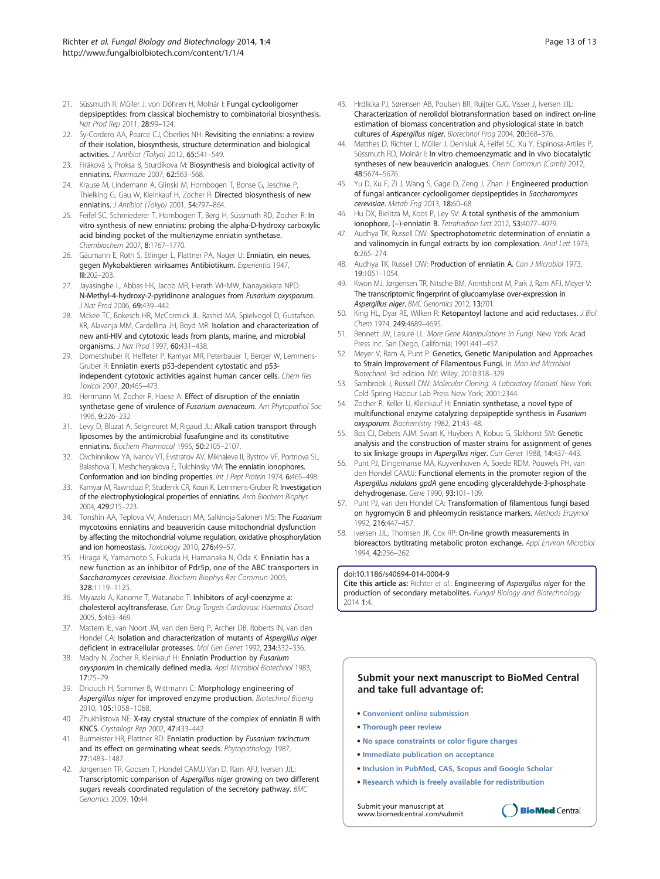21. Süssmuth R, Müller J, von Döhren H, Molnár I: **Fungal cyclooligomer depsipeptides: from classical biochemistry to combinatorial biosynthesis.** *Nat Prod Rep* 2011, **28:**99–124.
22. Sy-Cordero AA, Pearce CJ, Oberlies NH: **Revisiting the enniatins: a review of their isolation, biosynthesis, structure determination and biological activities.** *J Antibiot (Tokyo)* 2012, **65:**541–549.
23. Firáková S, Proksa B, Sturdíkova M: **Biosynthesis and biological activity of enniatins.** *Pharmazie* 2007, **62:**563–568.
24. Krause M, Lindemann A, Glinski M, Hornbogen T, Bonse G, Jeschke P, Thielking G, Gau W, Kleinkauf H, Zocher R: **Directed biosynthesis of new enniatins.** *J Antibiot (Tokyo)* 2001, **54:**797–864.
25. Feifel SC, Schmiederer T, Hornbogen T, Berg H, Süssmuth RD, Zocher R: **In vitro synthesis of new enniatins: probing the alpha-D-hydroxy carboxylic acid binding pocket of the multienzyme enniatin synthetase.** *Chembiochem* 2007, **8:**1767–1770.
26. Gäumann E, Roth S, Etlinger L, Plattner PA, Nager U: **Enniatin, ein neues, gegen Mykobakterien wirksames Antibiotikum.** *Experientia* 1947, **III:**202–203.
27. Jayasinghe L, Abbas HK, Jacob MR, Herath WHMW, Nanayakkara NPD: **N-Methyl-4-hydroxy-2-pyridinone analogues from** ***Fusarium oxysporum.*** *J Nat Prod* 2006, **69:**439–442.
28. Mckee TC, Bokesch HR, McCormick JL, Rashid MA, Spielvogel D, Gustafson KR, Alavanja MM, Cardellina JH, Boyd MR: **Isolation and characterization of new anti-HIV and cytotoxic leads from plants, marine, and microbial organisms.** *J Nat Prod* 1997, **60:**431–438.
29. Dornetshuber R, Heffeter P, Kamyar MR, Peterbauer T, Berger W, Lemmens-Gruber R: **Enniatin exerts p53-dependent cytostatic and p53-independent cytotoxic activities against human cancer cells.** *Chem Res Toxicol* 2007, **20:**465–473.
30. Herrmann M, Zocher R, Haese A: **Effect of disruption of the enniatin synthetase gene of virulence of** ***Fusarium avenaceum.*** *Am Phytopathol Soc* 1996, **9:**226–232.
31. Levy D, Bluzat A, Seigneuret M, Rigaud JL: **Alkali cation transport through liposomes by the antimicrobial fusafungine and its constitutive enniatins.** *Biochem Pharmacol* 1995, **50:**2105–2107.
32. Ovchinnikow YA, Ivanov VT, Evstratov AV, Mikhaleva II, Bystrov VF, Portnova SL, Balashova T, Meshcheryakova E, Tulchinsky VM: **The enniatin ionophores. Conformation and ion binding properties.** *Int J Pept Protein* 1974, **6:**465–498.
33. Kamyar M, Rawnduzi P, Studenik CR, Kouri K, Lemmens-Gruber R: **Investigation of the electrophysiological properties of enniatins.** *Arch Biochem Biophys* 2004, **429:**215–223.
34. Tonshin AA, Teplova VV, Andersson MA, Salkinoja-Salonen MS: **The** ***Fusarium*** **mycotoxins enniatins and beauvericin cause mitochondrial dysfunction by affecting the mitochondrial volume regulation, oxidative phosphorylation and ion homeostasis.** *Toxicology* 2010, **276:**49–57.
35. Hiraga K, Yamamoto S, Fukuda H, Hamanaka N, Oda K: **Enniatin has a new function as an inhibitor of Pdr5p, one of the ABC transporters in** ***Saccharomyces cerevisiae.*** *Biochem Biophys Res Commun* 2005, **328:**1119–1125.
36. Miyazaki A, Kanome T, Watanabe T: **Inhibitors of acyl-coenzyme a: cholesterol acyltransferase.** *Curr Drug Targets Cardiovasc Haematol Disord* 2005, **5:**463–469.
37. Mattern IE, van Noort JM, van den Berg P, Archer DB, Roberts IN, van den Hondel CA: **Isolation and characterization of mutants of** ***Aspergillus niger*** **deficient in extracellular proteases.** *Mol Gen Genet* 1992, **234:**332–336.
38. Madry N, Zocher R, Kleinkauf H: **Enniatin Production by** ***Fusarium oxysporum*** **in chemically defined media.** *Appl Microbiol Biotechnol* 1983, **17:**75–79.
39. Driouch H, Sommer B, Wittmann C: **Morphology engineering of** ***Aspergillus niger*** **for improved enzyme production.** *Biotechnol Bioeng* 2010, **105:**1058–1068.
40. Zhukhlistova NE: **X-ray crystal structure of the complex of enniatin B with KNCS.** *Crystallogr Rep* 2002, **47:**433–442.
41. Burmeister HR, Plattner RD: **Enniatin production by** ***Fusarium tricinctum*** **and its effect on germinating wheat seeds.** *Phytopathology* 1987, **77:**1483–1487.
42. Jørgensen TR, Goosen T, Hondel CAMJJ Van D, Ram AFJ, Iversen JJL: **Transcriptomic comparison of** ***Aspergillus niger*** **growing on two different sugars reveals coordinated regulation of the secretory pathway.** *BMC Genomics* 2009, **10:**44.
43. Hrdlicka PJ, Sørensen AB, Poulsen BR, Ruijter GJG, Visser J, Iversen JJL: **Characterization of nerolidol biotransformation based on indirect on-line estimation of biomass concentration and physiological state in batch cultures of** ***Aspergillus niger.*** *Biotechnol Prog* 2004, **20:**368–376.
44. Matthes D, Richter L, Müller J, Denisiuk A, Feifel SC, Xu Y, Espinosa-Artiles P, Süssmuth RD, Molnár I: **In vitro chemoenzymatic and in vivo biocatalytic syntheses of new beauvericin analogues.** *Chem Commun (Camb)* 2012, **48:**5674–5676.
45. Yu D, Xu F, Zi J, Wang S, Gage D, Zeng J, Zhan J: **Engineered production of fungal anticancer cyclooligomer depsipeptides in** ***Saccharomyces cerevisiae.*** *Metab Eng* 2013, **18:**60–68.
46. Hu DX, Bielitza M, Koos P, Ley SV: **A total synthesis of the ammonium ionophore, (−)-enniatin B.** *Tetrahedron Lett* 2012, **53:**4077–4079.
47. Audhya TK, Russell DW: **Spectrophotometric determination of enniatin a and valinomycin in fungal extracts by ion complexation.** *Anal Lett* 1973, **6:**265–274.
48. Audhya TK, Russell DW: **Production of enniatin A.** *Can J Microbiol* 1973, **19:**1051–1054.
49. Kwon MJ, Jørgensen TR, Nitsche BM, Arentshorst M, Park J, Ram AFJ, Meyer V: **The transcriptomic fingerprint of glucoamylase over-expression in** ***Aspergillus niger.*** *BMC Genomics* 2012, **13:**701.
50. King HL, Dyar RE, Wilken R: **Ketopantoyl lactone and acid reductases.** *J Biol Chem* 1974, **249:**4689–4695.
51. Bennett JW, Lasure LL: *More Gene Manipulations in Fungi.* New York Acad Press Inc. San Diego, California; 1991:441–457.
52. Meyer V, Ram A, Punt P: **Genetics, Genetic Manipulation and Approaches to Strain Improvement of Filamentous Fungi.** In *Man Ind Microbiol Biotechnol.* 3rd edition. NY: Wiley; 2010:318–329
53. Sambrook J, Russell DW: *Molecular Cloning: A Laboratory Manual.* New York Cold Spring Habour Lab Press New York; 2001:2344.
54. Zocher R, Keller U, Kleinkauf H: **Enniatin synthetase, a novel type of multifunctional enzyme catalyzing depsipeptide synthesis in** ***Fusarium oxysporum.*** *Biochemistry* 1982, **21:**43–48.
55. Bos CJ, Debets AJM, Swart K, Huybers A, Kobus G, Slakhorst SM: **Genetic analysis and the construction of master strains for assignment of genes to six linkage groups in** ***Aspergillus niger.*** *Curr Genet* 1988, **14:**437–443.
56. Punt PJ, Dingemanse MA, Kuyvenhoven A, Soede RDM, Pouwels PH, van den Hondel CAMJJ: **Functional elements in the promoter region of the** ***Aspergillus nidulans gpdA*** **gene encoding glyceraldehyde-3-phosphate dehydrogenase.** *Gene* 1990, **93:**101–109.
57. Punt PJ, van den Hondel CA: **Transformation of filamentous fungi based on hygromycin B and phleomycin resistance markers.** *Methods Enzymol* 1992, **216:**447–457.
58. Iversen JJL, Thomsen JK, Cox RP: **On-line growth measurements in bioreactors bytitrating metabolic proton exchange.** *Appl Environ Microbiol* 1994, **42:**256–262.

doi:10.1186/s40694-014-0004-9

**Cite this article as:** Richter *et al.*: Engineering of *Aspergillus niger* for the production of secondary metabolites. *Fungal Biology and Biotechnology* 2014 **1**:4.

**Submit your next manuscript to BioMed Central and take full advantage of:**

- **Convenient online submission**
- **Thorough peer review**
- **No space constraints or color figure charges**
- **Immediate publication on acceptance**
- **Inclusion in PubMed, CAS, Scopus and Google Scholar**
- **Research which is freely available for redistribution**

Submit your manuscript at www.biomedcentral.com/submit

BioMed Central